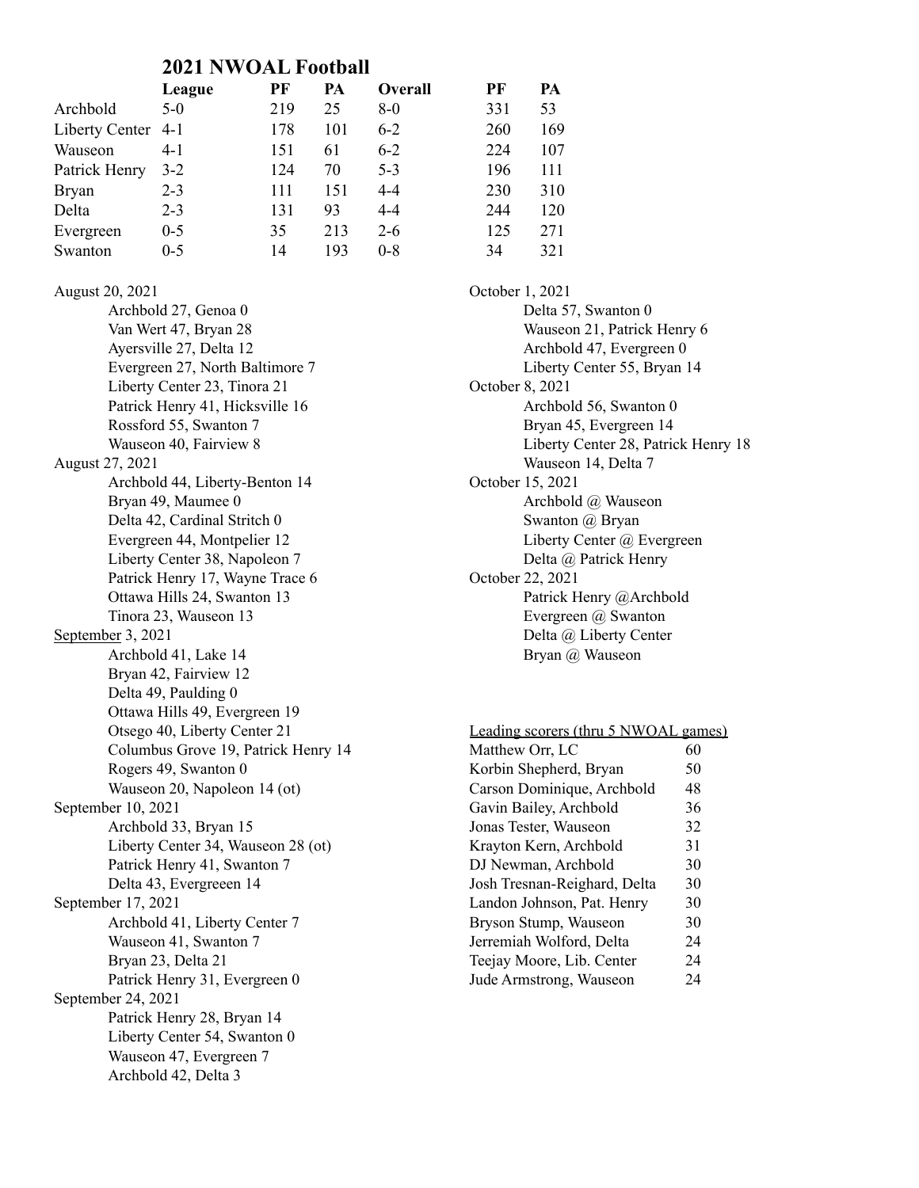# 2021 NWOAL Football

| | League | PF | PA | Overall | PF | PA |
|---|---|---|---|---|---|---|
| Archbold | 5-0 | 219 | 25 | 8-0 | 331 | 53 |
| Liberty Center | 4-1 | 178 | 101 | 6-2 | 260 | 169 |
| Wauseon | 4-1 | 151 | 61 | 6-2 | 224 | 107 |
| Patrick Henry | 3-2 | 124 | 70 | 5-3 | 196 | 111 |
| Bryan | 2-3 | 111 | 151 | 4-4 | 230 | 310 |
| Delta | 2-3 | 131 | 93 | 4-4 | 244 | 120 |
| Evergreen | 0-5 | 35 | 213 | 2-6 | 125 | 271 |
| Swanton | 0-5 | 14 | 193 | 0-8 | 34 | 321 |

August 20, 2021
- Archbold 27, Genoa 0
- Van Wert 47, Bryan 28
- Ayersville 27, Delta 12
- Evergreen 27, North Baltimore 7
- Liberty Center 23, Tinora 21
- Patrick Henry 41, Hicksville 16
- Rossford 55, Swanton 7
- Wauseon 40, Fairview 8

August 27, 2021
- Archbold 44, Liberty-Benton 14
- Bryan 49, Maumee 0
- Delta 42, Cardinal Stritch 0
- Evergreen 44, Montpelier 12
- Liberty Center 38, Napoleon 7
- Patrick Henry 17, Wayne Trace 6
- Ottawa Hills 24, Swanton 13
- Tinora 23, Wauseon 13

<u>September</u> 3, 2021
- Archbold 41, Lake 14
- Bryan 42, Fairview 12
- Delta 49, Paulding 0
- Ottawa Hills 49, Evergreen 19
- Otsego 40, Liberty Center 21
- Columbus Grove 19, Patrick Henry 14
- Rogers 49, Swanton 0
- Wauseon 20, Napoleon 14 (ot)

September 10, 2021
- Archbold 33, Bryan 15
- Liberty Center 34, Wauseon 28 (ot)
- Patrick Henry 41, Swanton 7
- Delta 43, Evergreeen 14

September 17, 2021
- Archbold 41, Liberty Center 7
- Wauseon 41, Swanton 7
- Bryan 23, Delta 21
- Patrick Henry 31, Evergreen 0

September 24, 2021
- Patrick Henry 28, Bryan 14
- Liberty Center 54, Swanton 0
- Wauseon 47, Evergreen 7
- Archbold 42, Delta 3

October 1, 2021
- Delta 57, Swanton 0
- Wauseon 21, Patrick Henry 6
- Archbold 47, Evergreen 0
- Liberty Center 55, Bryan 14

October 8, 2021
- Archbold 56, Swanton 0
- Bryan 45, Evergreen 14
- Liberty Center 28, Patrick Henry 18
- Wauseon 14, Delta 7

October 15, 2021
- Archbold @ Wauseon
- Swanton @ Bryan
- Liberty Center @ Evergreen
- Delta @ Patrick Henry

October 22, 2021
- Patrick Henry @Archbold
- Evergreen @ Swanton
- Delta @ Liberty Center
- Bryan @ Wauseon

<u>Leading scorers (thru 5 NWOAL games)</u>

| | |
|---|---|
| Matthew Orr, LC | 60 |
| Korbin Shepherd, Bryan | 50 |
| Carson Dominique, Archbold | 48 |
| Gavin Bailey, Archbold | 36 |
| Jonas Tester, Wauseon | 32 |
| Krayton Kern, Archbold | 31 |
| DJ Newman, Archbold | 30 |
| Josh Tresnan-Reighard, Delta | 30 |
| Landon Johnson, Pat. Henry | 30 |
| Bryson Stump, Wauseon | 30 |
| Jerremiah Wolford, Delta | 24 |
| Teejay Moore, Lib. Center | 24 |
| Jude Armstrong, Wauseon | 24 |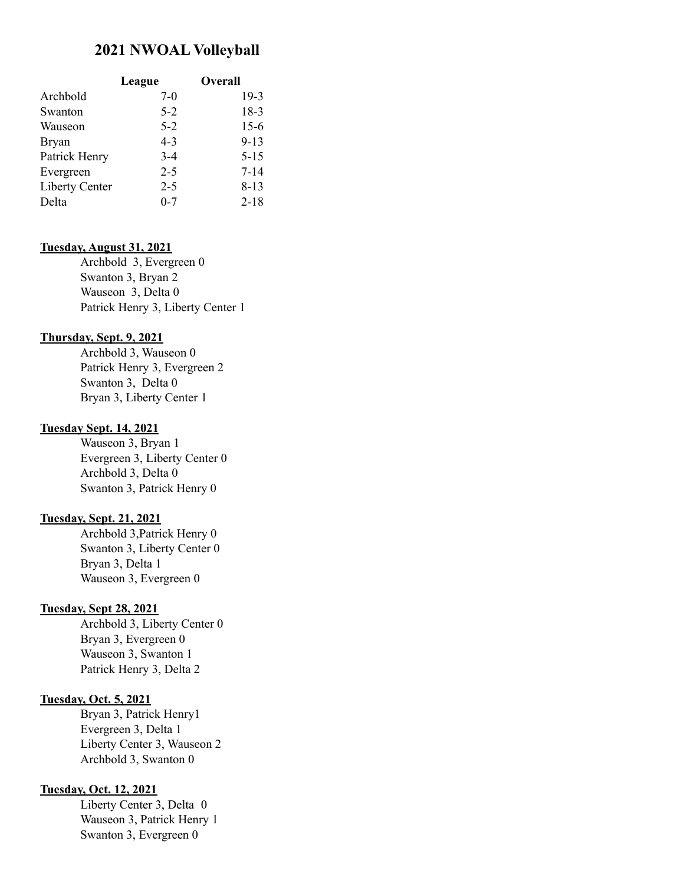## 2021 NWOAL Volleyball

| | League | Overall |
|---|---|---|
| Archbold | 7-0 | 19-3 |
| Swanton | 5-2 | 18-3 |
| Wauseon | 5-2 | 15-6 |
| Bryan | 4-3 | 9-13 |
| Patrick Henry | 3-4 | 5-15 |
| Evergreen | 2-5 | 7-14 |
| Liberty Center | 2-5 | 8-13 |
| Delta | 0-7 | 2-18 |

**Tuesday, August 31, 2021**

Archbold 3, Evergreen 0
Swanton 3, Bryan 2
Wauseon 3, Delta 0
Patrick Henry 3, Liberty Center 1

**Thursday, Sept. 9, 2021**

Archbold 3, Wauseon 0
Patrick Henry 3, Evergreen 2
Swanton 3, Delta 0
Bryan 3, Liberty Center 1

**Tuesday Sept. 14, 2021**

Wauseon 3, Bryan 1
Evergreen 3, Liberty Center 0
Archbold 3, Delta 0
Swanton 3, Patrick Henry 0

**Tuesday, Sept. 21, 2021**

Archbold 3,Patrick Henry 0
Swanton 3, Liberty Center 0
Bryan 3, Delta 1
Wauseon 3, Evergreen 0

**Tuesday, Sept 28, 2021**

Archbold 3, Liberty Center 0
Bryan 3, Evergreen 0
Wauseon 3, Swanton 1
Patrick Henry 3, Delta 2

**Tuesday, Oct. 5, 2021**

Bryan 3, Patrick Henry1
Evergreen 3, Delta 1
Liberty Center 3, Wauseon 2
Archbold 3, Swanton 0

**Tuesday, Oct. 12, 2021**

Liberty Center 3, Delta 0
Wauseon 3, Patrick Henry 1
Swanton 3, Evergreen 0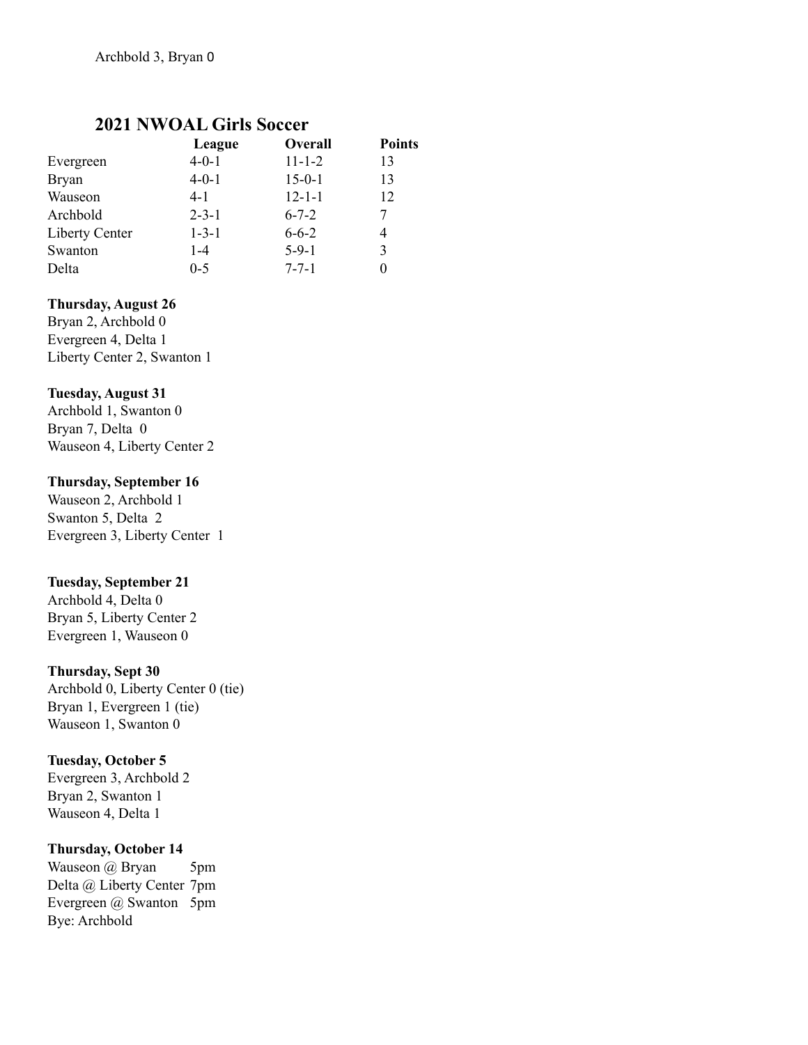Archbold 3, Bryan 0

## 2021 NWOAL Girls Soccer

| | League | Overall | Points |
|---|---|---|---|
| Evergreen | 4-0-1 | 11-1-2 | 13 |
| Bryan | 4-0-1 | 15-0-1 | 13 |
| Wauseon | 4-1 | 12-1-1 | 12 |
| Archbold | 2-3-1 | 6-7-2 | 7 |
| Liberty Center | 1-3-1 | 6-6-2 | 4 |
| Swanton | 1-4 | 5-9-1 | 3 |
| Delta | 0-5 | 7-7-1 | 0 |

**Thursday, August 26**
Bryan 2, Archbold 0
Evergreen 4, Delta 1
Liberty Center 2, Swanton 1

**Tuesday, August 31**
Archbold 1, Swanton 0
Bryan 7, Delta 0
Wauseon 4, Liberty Center 2

**Thursday, September 16**
Wauseon 2, Archbold 1
Swanton 5, Delta 2
Evergreen 3, Liberty Center 1

**Tuesday, September 21**
Archbold 4, Delta 0
Bryan 5, Liberty Center 2
Evergreen 1, Wauseon 0

**Thursday, Sept 30**
Archbold 0, Liberty Center 0 (tie)
Bryan 1, Evergreen 1 (tie)
Wauseon 1, Swanton 0

**Tuesday, October 5**
Evergreen 3, Archbold 2
Bryan 2, Swanton 1
Wauseon 4, Delta 1

**Thursday, October 14**
Wauseon @ Bryan 5pm
Delta @ Liberty Center 7pm
Evergreen @ Swanton 5pm
Bye: Archbold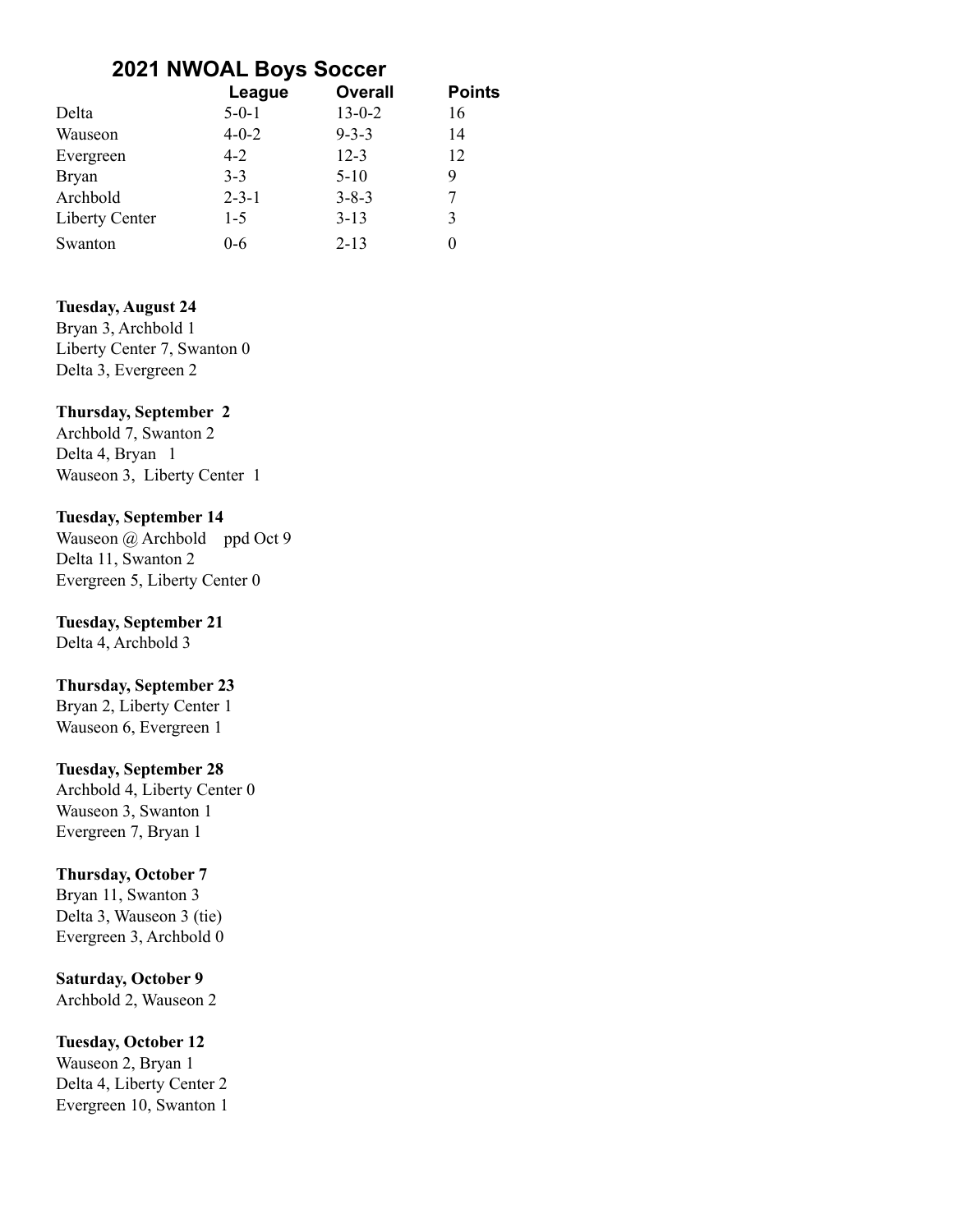## 2021 NWOAL Boys Soccer

| | League | Overall | Points |
|---|---|---|---|
| Delta | 5-0-1 | 13-0-2 | 16 |
| Wauseon | 4-0-2 | 9-3-3 | 14 |
| Evergreen | 4-2 | 12-3 | 12 |
| Bryan | 3-3 | 5-10 | 9 |
| Archbold | 2-3-1 | 3-8-3 | 7 |
| Liberty Center | 1-5 | 3-13 | 3 |
| Swanton | 0-6 | 2-13 | 0 |

**Tuesday, August 24**
Bryan 3, Archbold 1
Liberty Center 7, Swanton 0
Delta 3, Evergreen 2

**Thursday, September 2**
Archbold 7, Swanton 2
Delta 4, Bryan 1
Wauseon 3, Liberty Center 1

**Tuesday, September 14**
Wauseon @ Archbold ppd Oct 9
Delta 11, Swanton 2
Evergreen 5, Liberty Center 0

**Tuesday, September 21**
Delta 4, Archbold 3

**Thursday, September 23**
Bryan 2, Liberty Center 1
Wauseon 6, Evergreen 1

**Tuesday, September 28**
Archbold 4, Liberty Center 0
Wauseon 3, Swanton 1
Evergreen 7, Bryan 1

**Thursday, October 7**
Bryan 11, Swanton 3
Delta 3, Wauseon 3 (tie)
Evergreen 3, Archbold 0

**Saturday, October 9**
Archbold 2, Wauseon 2

**Tuesday, October 12**
Wauseon 2, Bryan 1
Delta 4, Liberty Center 2
Evergreen 10, Swanton 1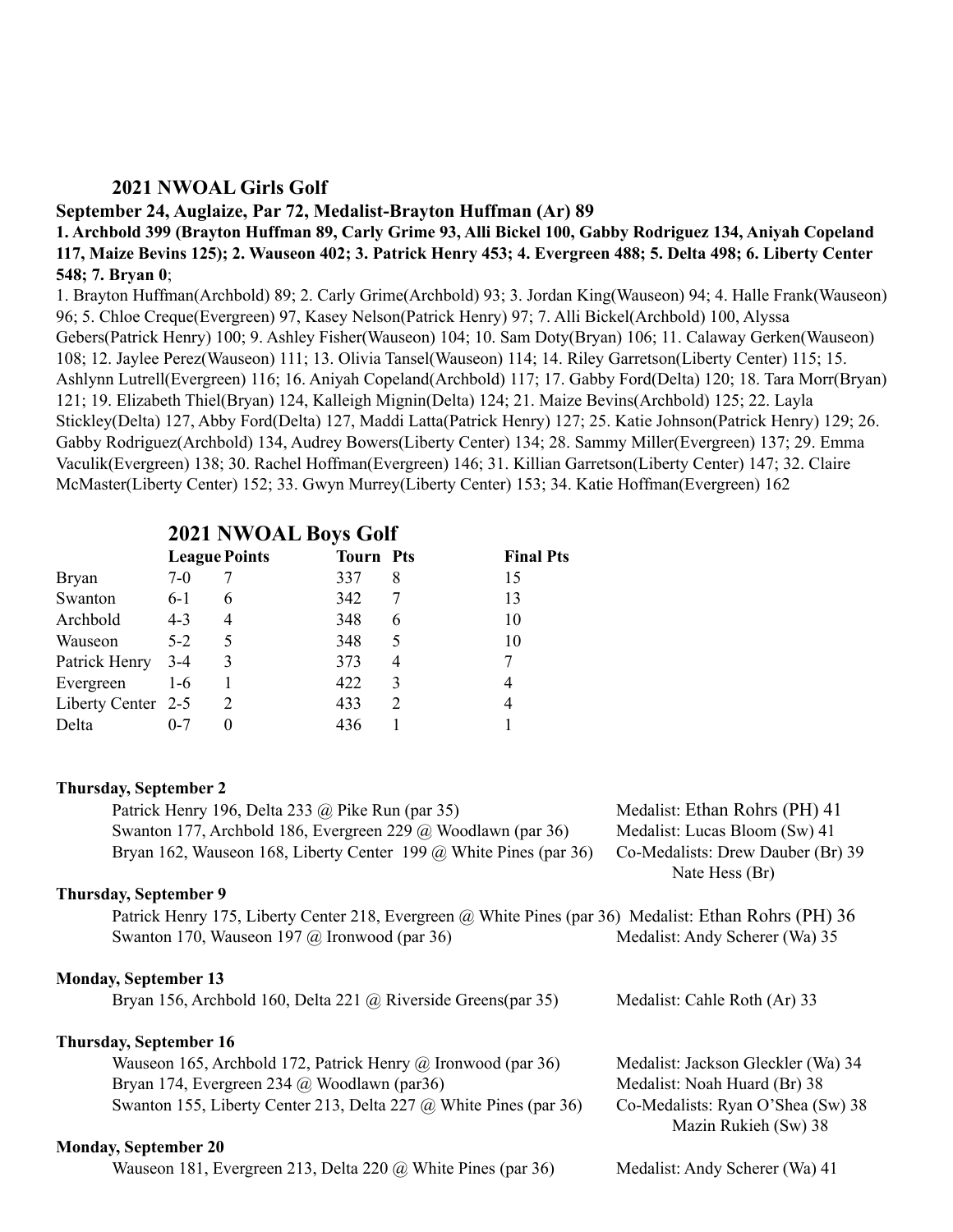## 2021 NWOAL Girls Golf

**September 24, Auglaize, Par 72, Medalist-Brayton Huffman (Ar) 89**

**1. Archbold 399 (Brayton Huffman 89, Carly Grime 93, Alli Bickel 100, Gabby Rodriguez 134, Aniyah Copeland 117, Maize Bevins 125); 2. Wauseon 402; 3. Patrick Henry 453; 4. Evergreen 488; 5. Delta 498; 6. Liberty Center 548; 7. Bryan 0**;

1. Brayton Huffman(Archbold) 89; 2. Carly Grime(Archbold) 93; 3. Jordan King(Wauseon) 94; 4. Halle Frank(Wauseon) 96; 5. Chloe Creque(Evergreen) 97, Kasey Nelson(Patrick Henry) 97; 7. Alli Bickel(Archbold) 100, Alyssa Gebers(Patrick Henry) 100; 9. Ashley Fisher(Wauseon) 104; 10. Sam Doty(Bryan) 106; 11. Calaway Gerken(Wauseon) 108; 12. Jaylee Perez(Wauseon) 111; 13. Olivia Tansel(Wauseon) 114; 14. Riley Garretson(Liberty Center) 115; 15. Ashlynn Lutrell(Evergreen) 116; 16. Aniyah Copeland(Archbold) 117; 17. Gabby Ford(Delta) 120; 18. Tara Morr(Bryan) 121; 19. Elizabeth Thiel(Bryan) 124, Kalleigh Mignin(Delta) 124; 21. Maize Bevins(Archbold) 125; 22. Layla Stickley(Delta) 127, Abby Ford(Delta) 127, Maddi Latta(Patrick Henry) 127; 25. Katie Johnson(Patrick Henry) 129; 26. Gabby Rodriguez(Archbold) 134, Audrey Bowers(Liberty Center) 134; 28. Sammy Miller(Evergreen) 137; 29. Emma Vaculik(Evergreen) 138; 30. Rachel Hoffman(Evergreen) 146; 31. Killian Garretson(Liberty Center) 147; 32. Claire McMaster(Liberty Center) 152; 33. Gwyn Murrey(Liberty Center) 153; 34. Katie Hoffman(Evergreen) 162

## 2021 NWOAL Boys Golf

| | League | Points | Tourn | Pts | Final Pts |
|---|---|---|---|---|---|
| Bryan | 7-0 | 7 | 337 | 8 | 15 |
| Swanton | 6-1 | 6 | 342 | 7 | 13 |
| Archbold | 4-3 | 4 | 348 | 6 | 10 |
| Wauseon | 5-2 | 5 | 348 | 5 | 10 |
| Patrick Henry | 3-4 | 3 | 373 | 4 | 7 |
| Evergreen | 1-6 | 1 | 422 | 3 | 4 |
| Liberty Center | 2-5 | 2 | 433 | 2 | 4 |
| Delta | 0-7 | 0 | 436 | 1 | 1 |

**Thursday, September 2**

Patrick Henry 196, Delta 233 @ Pike Run (par 35) — Medalist: Ethan Rohrs (PH) 41

Swanton 177, Archbold 186, Evergreen 229 @ Woodlawn (par 36) — Medalist: Lucas Bloom (Sw) 41

Bryan 162, Wauseon 168, Liberty Center 199 @ White Pines (par 36) — Co-Medalists: Drew Dauber (Br) 39, Nate Hess (Br)

**Thursday, September 9**

Patrick Henry 175, Liberty Center 218, Evergreen @ White Pines (par 36) — Medalist: Ethan Rohrs (PH) 36

Swanton 170, Wauseon 197 @ Ironwood (par 36) — Medalist: Andy Scherer (Wa) 35

**Monday, September 13**

Bryan 156, Archbold 160, Delta 221 @ Riverside Greens(par 35) — Medalist: Cahle Roth (Ar) 33

**Thursday, September 16**

Wauseon 165, Archbold 172, Patrick Henry @ Ironwood (par 36) — Medalist: Jackson Gleckler (Wa) 34

Bryan 174, Evergreen 234 @ Woodlawn (par36) — Medalist: Noah Huard (Br) 38

Swanton 155, Liberty Center 213, Delta 227 @ White Pines (par 36) — Co-Medalists: Ryan O'Shea (Sw) 38, Mazin Rukieh (Sw) 38

**Monday, September 20**

Wauseon 181, Evergreen 213, Delta 220 @ White Pines (par 36) — Medalist: Andy Scherer (Wa) 41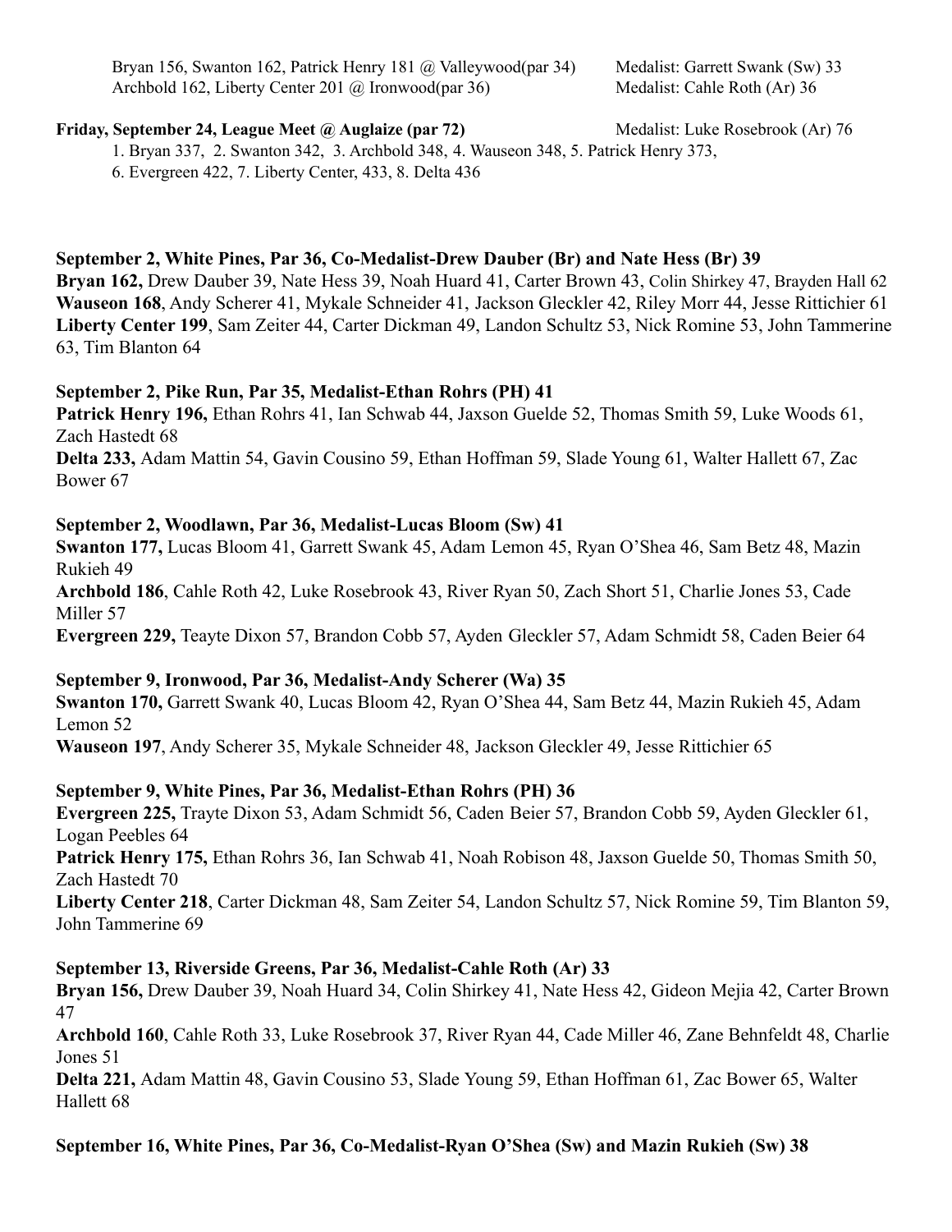Bryan 156, Swanton 162, Patrick Henry 181 @ Valleywood(par 34) Medalist: Garrett Swank (Sw) 33

Archbold 162, Liberty Center 201 @ Ironwood(par 36) Medalist: Cahle Roth (Ar) 36

**Friday, September 24, League Meet @ Auglaize (par 72)** Medalist: Luke Rosebrook (Ar) 76

1. Bryan 337, 2. Swanton 342, 3. Archbold 348, 4. Wauseon 348, 5. Patrick Henry 373, 6. Evergreen 422, 7. Liberty Center, 433, 8. Delta 436

**September 2, White Pines, Par 36, Co-Medalist-Drew Dauber (Br) and Nate Hess (Br) 39**

**Bryan 162,** Drew Dauber 39, Nate Hess 39, Noah Huard 41, Carter Brown 43, Colin Shirkey 47, Brayden Hall 62

**Wauseon 168**, Andy Scherer 41, Mykale Schneider 41, Jackson Gleckler 42, Riley Morr 44, Jesse Rittichier 61

**Liberty Center 199**, Sam Zeiter 44, Carter Dickman 49, Landon Schultz 53, Nick Romine 53, John Tammerine 63, Tim Blanton 64

**September 2, Pike Run, Par 35, Medalist-Ethan Rohrs (PH) 41**

**Patrick Henry 196,** Ethan Rohrs 41, Ian Schwab 44, Jaxson Guelde 52, Thomas Smith 59, Luke Woods 61, Zach Hastedt 68

**Delta 233,** Adam Mattin 54, Gavin Cousino 59, Ethan Hoffman 59, Slade Young 61, Walter Hallett 67, Zac Bower 67

**September 2, Woodlawn, Par 36, Medalist-Lucas Bloom (Sw) 41**

**Swanton 177,** Lucas Bloom 41, Garrett Swank 45, Adam Lemon 45, Ryan O'Shea 46, Sam Betz 48, Mazin Rukieh 49

**Archbold 186**, Cahle Roth 42, Luke Rosebrook 43, River Ryan 50, Zach Short 51, Charlie Jones 53, Cade Miller 57

**Evergreen 229,** Teayte Dixon 57, Brandon Cobb 57, Ayden Gleckler 57, Adam Schmidt 58, Caden Beier 64

**September 9, Ironwood, Par 36, Medalist-Andy Scherer (Wa) 35**

**Swanton 170,** Garrett Swank 40, Lucas Bloom 42, Ryan O'Shea 44, Sam Betz 44, Mazin Rukieh 45, Adam Lemon 52

**Wauseon 197**, Andy Scherer 35, Mykale Schneider 48, Jackson Gleckler 49, Jesse Rittichier 65

**September 9, White Pines, Par 36, Medalist-Ethan Rohrs (PH) 36**

**Evergreen 225,** Trayte Dixon 53, Adam Schmidt 56, Caden Beier 57, Brandon Cobb 59, Ayden Gleckler 61, Logan Peebles 64

**Patrick Henry 175,** Ethan Rohrs 36, Ian Schwab 41, Noah Robison 48, Jaxson Guelde 50, Thomas Smith 50, Zach Hastedt 70

**Liberty Center 218**, Carter Dickman 48, Sam Zeiter 54, Landon Schultz 57, Nick Romine 59, Tim Blanton 59, John Tammerine 69

**September 13, Riverside Greens, Par 36, Medalist-Cahle Roth (Ar) 33**

**Bryan 156,** Drew Dauber 39, Noah Huard 34, Colin Shirkey 41, Nate Hess 42, Gideon Mejia 42, Carter Brown 47

**Archbold 160**, Cahle Roth 33, Luke Rosebrook 37, River Ryan 44, Cade Miller 46, Zane Behnfeldt 48, Charlie Jones 51

**Delta 221,** Adam Mattin 48, Gavin Cousino 53, Slade Young 59, Ethan Hoffman 61, Zac Bower 65, Walter Hallett 68

**September 16, White Pines, Par 36, Co-Medalist-Ryan O'Shea (Sw) and Mazin Rukieh (Sw) 38**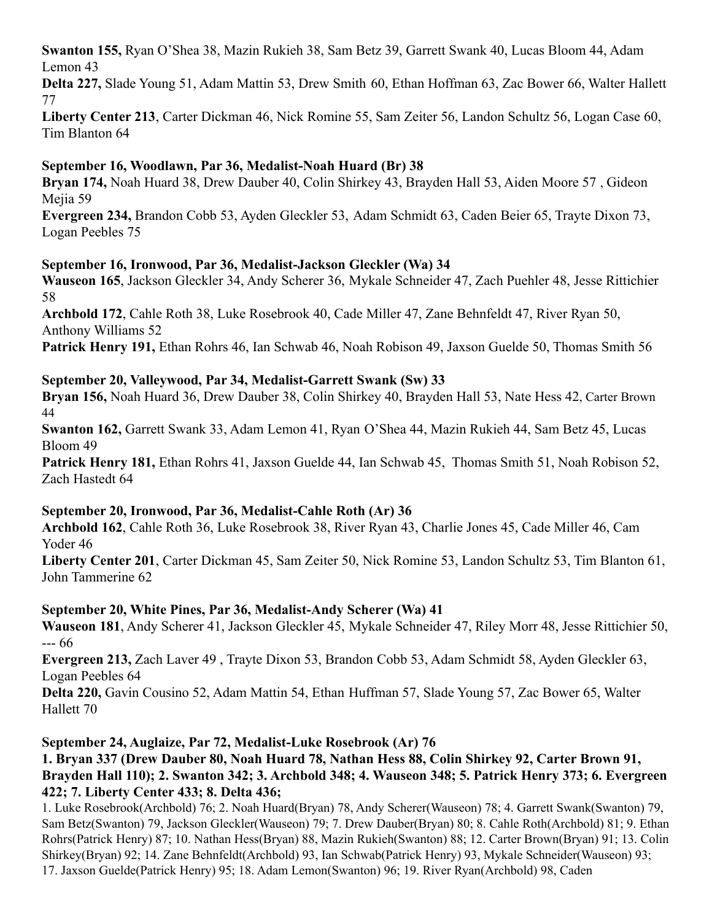**Swanton 155,** Ryan O'Shea 38, Mazin Rukieh 38, Sam Betz 39, Garrett Swank 40, Lucas Bloom 44, Adam Lemon 43

**Delta 227,** Slade Young 51, Adam Mattin 53, Drew Smith 60, Ethan Hoffman 63, Zac Bower 66, Walter Hallett 77

**Liberty Center 213**, Carter Dickman 46, Nick Romine 55, Sam Zeiter 56, Landon Schultz 56, Logan Case 60, Tim Blanton 64

**September 16, Woodlawn, Par 36, Medalist-Noah Huard (Br) 38**

**Bryan 174,** Noah Huard 38, Drew Dauber 40, Colin Shirkey 43, Brayden Hall 53, Aiden Moore 57 , Gideon Mejia 59

**Evergreen 234,** Brandon Cobb 53, Ayden Gleckler 53, Adam Schmidt 63, Caden Beier 65, Trayte Dixon 73, Logan Peebles 75

**September 16, Ironwood, Par 36, Medalist-Jackson Gleckler (Wa) 34**

**Wauseon 165**, Jackson Gleckler 34, Andy Scherer 36, Mykale Schneider 47, Zach Puehler 48, Jesse Rittichier 58

**Archbold 172**, Cahle Roth 38, Luke Rosebrook 40, Cade Miller 47, Zane Behnfeldt 47, River Ryan 50, Anthony Williams 52

**Patrick Henry 191,** Ethan Rohrs 46, Ian Schwab 46, Noah Robison 49, Jaxson Guelde 50, Thomas Smith 56

**September 20, Valleywood, Par 34, Medalist-Garrett Swank (Sw) 33**

**Bryan 156,** Noah Huard 36, Drew Dauber 38, Colin Shirkey 40, Brayden Hall 53, Nate Hess 42, Carter Brown 44

**Swanton 162,** Garrett Swank 33, Adam Lemon 41, Ryan O'Shea 44, Mazin Rukieh 44, Sam Betz 45, Lucas Bloom 49

**Patrick Henry 181,** Ethan Rohrs 41, Jaxson Guelde 44, Ian Schwab 45, Thomas Smith 51, Noah Robison 52, Zach Hastedt 64

**September 20, Ironwood, Par 36, Medalist-Cahle Roth (Ar) 36**

**Archbold 162**, Cahle Roth 36, Luke Rosebrook 38, River Ryan 43, Charlie Jones 45, Cade Miller 46, Cam Yoder 46

**Liberty Center 201**, Carter Dickman 45, Sam Zeiter 50, Nick Romine 53, Landon Schultz 53, Tim Blanton 61, John Tammerine 62

**September 20, White Pines, Par 36, Medalist-Andy Scherer (Wa) 41**

**Wauseon 181**, Andy Scherer 41, Jackson Gleckler 45, Mykale Schneider 47, Riley Morr 48, Jesse Rittichier 50, --- 66

**Evergreen 213,** Zach Laver 49 , Trayte Dixon 53, Brandon Cobb 53, Adam Schmidt 58, Ayden Gleckler 63, Logan Peebles 64

**Delta 220,** Gavin Cousino 52, Adam Mattin 54, Ethan Huffman 57, Slade Young 57, Zac Bower 65, Walter Hallett 70

**September 24, Auglaize, Par 72, Medalist-Luke Rosebrook (Ar) 76**

**1. Bryan 337 (Drew Dauber 80, Noah Huard 78, Nathan Hess 88, Colin Shirkey 92, Carter Brown 91, Brayden Hall 110); 2. Swanton 342; 3. Archbold 348; 4. Wauseon 348; 5. Patrick Henry 373; 6. Evergreen 422; 7. Liberty Center 433; 8. Delta 436;**

1. Luke Rosebrook(Archbold) 76; 2. Noah Huard(Bryan) 78, Andy Scherer(Wauseon) 78; 4. Garrett Swank(Swanton) 79, Sam Betz(Swanton) 79, Jackson Gleckler(Wauseon) 79; 7. Drew Dauber(Bryan) 80; 8. Cahle Roth(Archbold) 81; 9. Ethan Rohrs(Patrick Henry) 87; 10. Nathan Hess(Bryan) 88, Mazin Rukieh(Swanton) 88; 12. Carter Brown(Bryan) 91; 13. Colin Shirkey(Bryan) 92; 14. Zane Behnfeldt(Archbold) 93, Ian Schwab(Patrick Henry) 93, Mykale Schneider(Wauseon) 93; 17. Jaxson Guelde(Patrick Henry) 95; 18. Adam Lemon(Swanton) 96; 19. River Ryan(Archbold) 98, Caden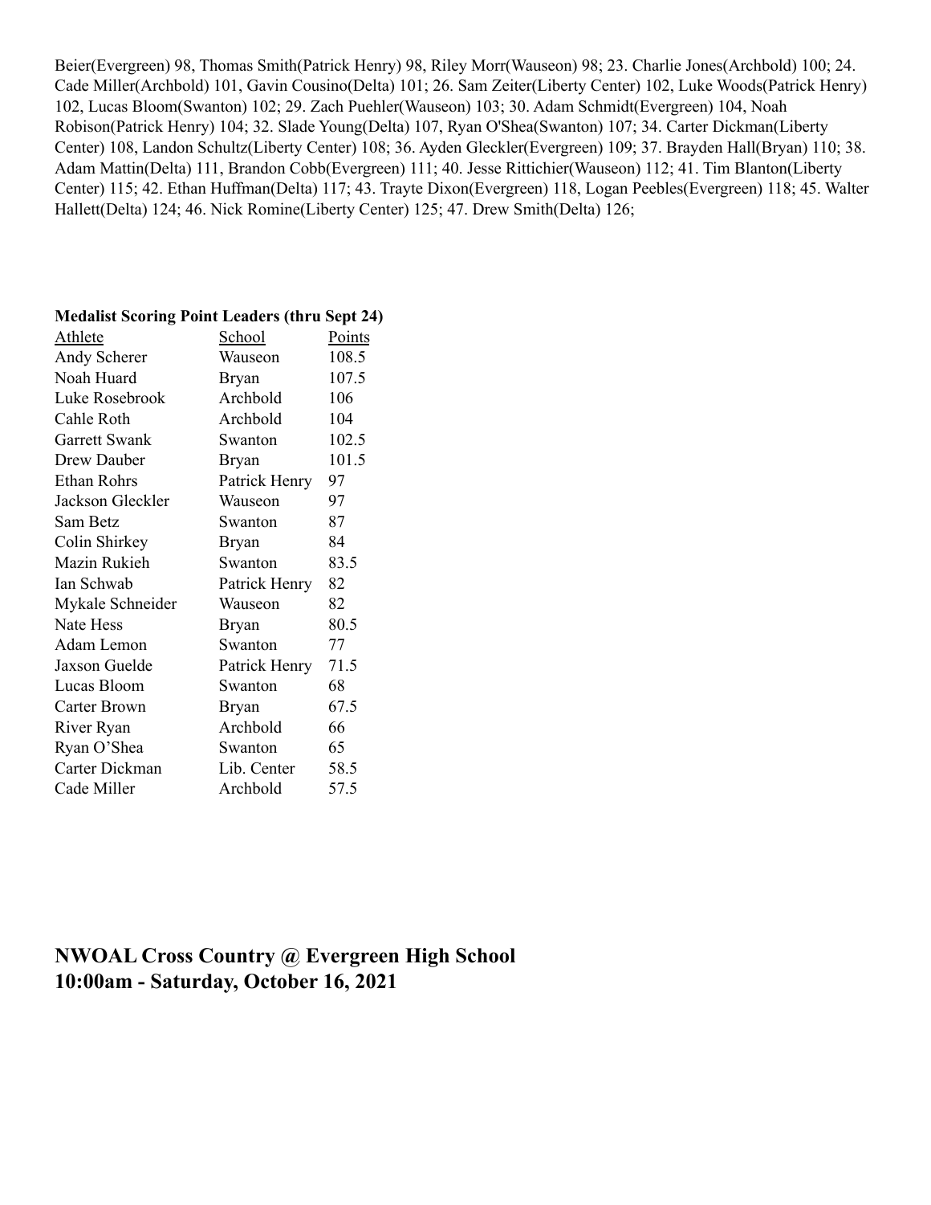Beier(Evergreen) 98, Thomas Smith(Patrick Henry) 98, Riley Morr(Wauseon) 98; 23. Charlie Jones(Archbold) 100; 24. Cade Miller(Archbold) 101, Gavin Cousino(Delta) 101; 26. Sam Zeiter(Liberty Center) 102, Luke Woods(Patrick Henry) 102, Lucas Bloom(Swanton) 102; 29. Zach Puehler(Wauseon) 103; 30. Adam Schmidt(Evergreen) 104, Noah Robison(Patrick Henry) 104; 32. Slade Young(Delta) 107, Ryan O'Shea(Swanton) 107; 34. Carter Dickman(Liberty Center) 108, Landon Schultz(Liberty Center) 108; 36. Ayden Gleckler(Evergreen) 109; 37. Brayden Hall(Bryan) 110; 38. Adam Mattin(Delta) 111, Brandon Cobb(Evergreen) 111; 40. Jesse Rittichier(Wauseon) 112; 41. Tim Blanton(Liberty Center) 115; 42. Ethan Huffman(Delta) 117; 43. Trayte Dixon(Evergreen) 118, Logan Peebles(Evergreen) 118; 45. Walter Hallett(Delta) 124; 46. Nick Romine(Liberty Center) 125; 47. Drew Smith(Delta) 126;

**Medalist Scoring Point Leaders (thru Sept 24)**

| Athlete | School | Points |
|---|---|---|
| Andy Scherer | Wauseon | 108.5 |
| Noah Huard | Bryan | 107.5 |
| Luke Rosebrook | Archbold | 106 |
| Cahle Roth | Archbold | 104 |
| Garrett Swank | Swanton | 102.5 |
| Drew Dauber | Bryan | 101.5 |
| Ethan Rohrs | Patrick Henry | 97 |
| Jackson Gleckler | Wauseon | 97 |
| Sam Betz | Swanton | 87 |
| Colin Shirkey | Bryan | 84 |
| Mazin Rukieh | Swanton | 83.5 |
| Ian Schwab | Patrick Henry | 82 |
| Mykale Schneider | Wauseon | 82 |
| Nate Hess | Bryan | 80.5 |
| Adam Lemon | Swanton | 77 |
| Jaxson Guelde | Patrick Henry | 71.5 |
| Lucas Bloom | Swanton | 68 |
| Carter Brown | Bryan | 67.5 |
| River Ryan | Archbold | 66 |
| Ryan O'Shea | Swanton | 65 |
| Carter Dickman | Lib. Center | 58.5 |
| Cade Miller | Archbold | 57.5 |

## NWOAL Cross Country @ Evergreen High School
## 10:00am - Saturday, October 16, 2021